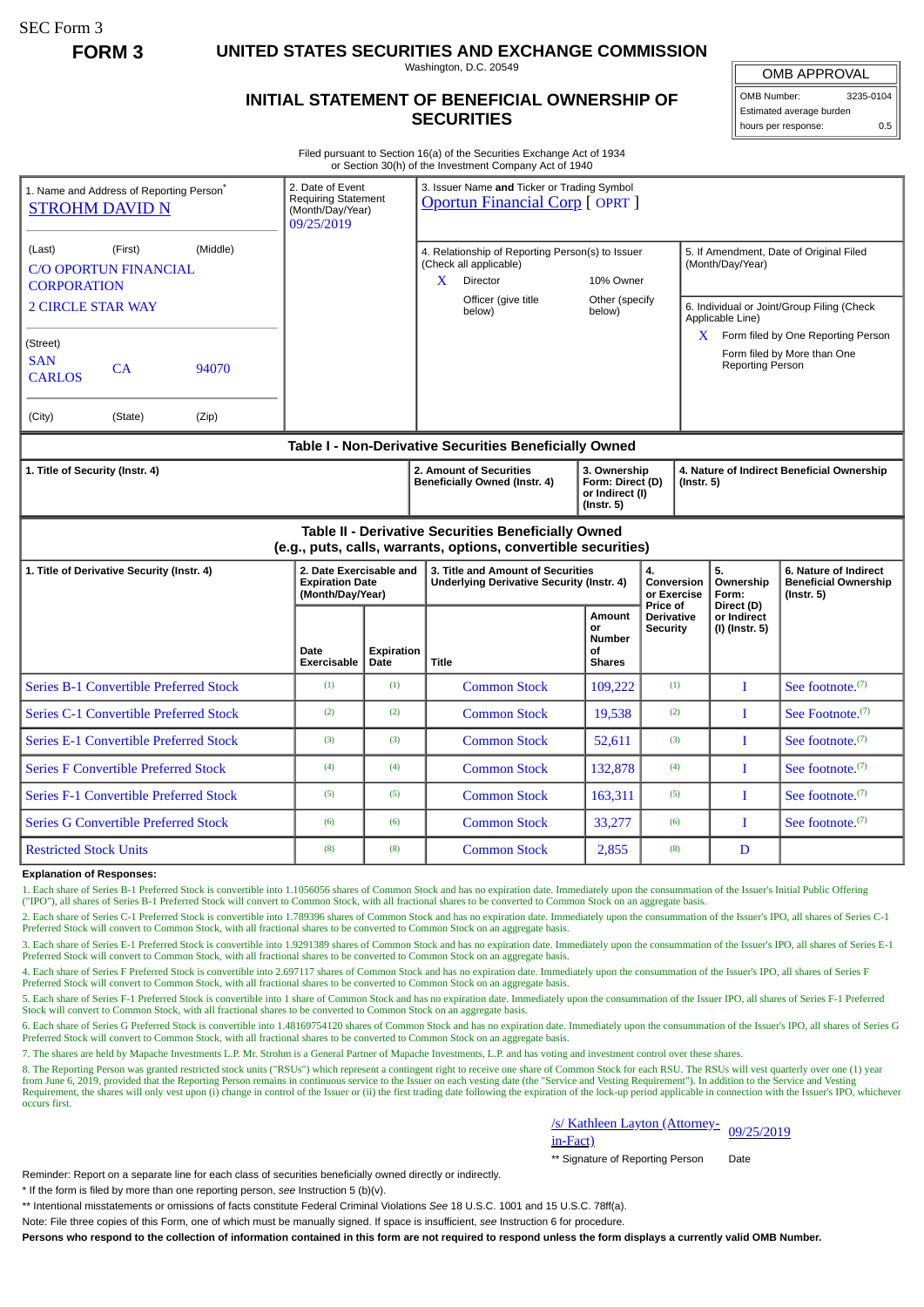SEC Form 3

**FORM 3**

# UNITED STATES SECURITIES AND EXCHANGE COMMISSION

Washington, D.C. 20549

## INITIAL STATEMENT OF BENEFICIAL OWNERSHIP OF SECURITIES

| OMB APPROVAL | |
|---|---|
| OMB Number: | 3235-0104 |
| Estimated average burden | |
| hours per response: | 0.5 |

Filed pursuant to Section 16(a) of the Securities Exchange Act of 1934 or Section 30(h) of the Investment Company Act of 1940

1. Name and Address of Reporting Person*
STROHM DAVID N

(Last) (First) (Middle)
C/O OPORTUN FINANCIAL CORPORATION
2 CIRCLE STAR WAY

(Street)
SAN CARLOS CA 94070

(City) (State) (Zip)

2. Date of Event Requiring Statement (Month/Day/Year)
09/25/2019

3. Issuer Name **and** Ticker or Trading Symbol
Oportun Financial Corp [ OPRT ]

4. Relationship of Reporting Person(s) to Issuer (Check all applicable)
X Director
10% Owner
Officer (give title below)
Other (specify below)

5. If Amendment, Date of Original Filed (Month/Day/Year)

6. Individual or Joint/Group Filing (Check Applicable Line)
X Form filed by One Reporting Person
Form filed by More than One Reporting Person

### Table I - Non-Derivative Securities Beneficially Owned

| 1. Title of Security (Instr. 4) | 2. Amount of Securities Beneficially Owned (Instr. 4) | 3. Ownership Form: Direct (D) or Indirect (I) (Instr. 5) | 4. Nature of Indirect Beneficial Ownership (Instr. 5) |
|---|---|---|---|

### Table II - Derivative Securities Beneficially Owned (e.g., puts, calls, warrants, options, convertible securities)

| 1. Title of Derivative Security (Instr. 4) | 2. Date Exercisable and Expiration Date (Month/Day/Year) | | 3. Title and Amount of Securities Underlying Derivative Security (Instr. 4) | | 4. Conversion or Exercise Price of Derivative Security | 5. Ownership Form: Direct (D) or Indirect (I) (Instr. 5) | 6. Nature of Indirect Beneficial Ownership (Instr. 5) |
|---|---|---|---|---|---|---|---|
| | Date Exercisable | Expiration Date | Title | Amount or Number of Shares | | | |
| Series B-1 Convertible Preferred Stock | (1) | (1) | Common Stock | 109,222 | (1) | I | See footnote.(7) |
| Series C-1 Convertible Preferred Stock | (2) | (2) | Common Stock | 19,538 | (2) | I | See Footnote.(7) |
| Series E-1 Convertible Preferred Stock | (3) | (3) | Common Stock | 52,611 | (3) | I | See footnote.(7) |
| Series F Convertible Preferred Stock | (4) | (4) | Common Stock | 132,878 | (4) | I | See footnote.(7) |
| Series F-1 Convertible Preferred Stock | (5) | (5) | Common Stock | 163,311 | (5) | I | See footnote.(7) |
| Series G Convertible Preferred Stock | (6) | (6) | Common Stock | 33,277 | (6) | I | See footnote.(7) |
| Restricted Stock Units | (8) | (8) | Common Stock | 2,855 | (8) | D | |

**Explanation of Responses:**

1. Each share of Series B-1 Preferred Stock is convertible into 1.1056056 shares of Common Stock and has no expiration date. Immediately upon the consummation of the Issuer's Initial Public Offering ("IPO"), all shares of Series B-1 Preferred Stock will convert to Common Stock, with all fractional shares to be converted to Common Stock on an aggregate basis.

2. Each share of Series C-1 Preferred Stock is convertible into 1.789396 shares of Common Stock and has no expiration date. Immediately upon the consummation of the Issuer's IPO, all shares of Series C-1 Preferred Stock will convert to Common Stock, with all fractional shares to be converted to Common Stock on an aggregate basis.

3. Each share of Series E-1 Preferred Stock is convertible into 1.9291389 shares of Common Stock and has no expiration date. Immediately upon the consummation of the Issuer's IPO, all shares of Series E-1 Preferred Stock will convert to Common Stock, with all fractional shares to be converted to Common Stock on an aggregate basis.

4. Each share of Series F Preferred Stock is convertible into 2.697117 shares of Common Stock and has no expiration date. Immediately upon the consummation of the Issuer's IPO, all shares of Series F Preferred Stock will convert to Common Stock, with all fractional shares to be converted to Common Stock on an aggregate basis.

5. Each share of Series F-1 Preferred Stock is convertible into 1 share of Common Stock and has no expiration date. Immediately upon the consummation of the Issuer IPO, all shares of Series F-1 Preferred Stock will convert to Common Stock, with all fractional shares to be converted to Common Stock on an aggregate basis.

6. Each share of Series G Preferred Stock is convertible into 1.48169754120 shares of Common Stock and has no expiration date. Immediately upon the consummation of the Issuer's IPO, all shares of Series G Preferred Stock will convert to Common Stock, with all fractional shares to be converted to Common Stock on an aggregate basis.

7. The shares are held by Mapache Investments L.P. Mr. Strohm is a General Partner of Mapache Investments, L.P. and has voting and investment control over these shares.

8. The Reporting Person was granted restricted stock units ("RSUs") which represent a contingent right to receive one share of Common Stock for each RSU. The RSUs will vest quarterly over one (1) year from June 6, 2019, provided that the Reporting Person remains in continuous service to the Issuer on each vesting date (the "Service and Vesting Requirement"). In addition to the Service and Vesting Requirement, the shares will only vest upon (i) change in control of the Issuer or (ii) the first trading date following the expiration of the lock-up period applicable in connection with the Issuer's IPO, whichever occurs first.

/s/ Kathleen Layton (Attorney-in-Fact) 09/25/2019

** Signature of Reporting Person Date

Reminder: Report on a separate line for each class of securities beneficially owned directly or indirectly.

* If the form is filed by more than one reporting person, *see* Instruction 5 (b)(v).

** Intentional misstatements or omissions of facts constitute Federal Criminal Violations *See* 18 U.S.C. 1001 and 15 U.S.C. 78ff(a).

Note: File three copies of this Form, one of which must be manually signed. If space is insufficient, *see* Instruction 6 for procedure.

**Persons who respond to the collection of information contained in this form are not required to respond unless the form displays a currently valid OMB Number.**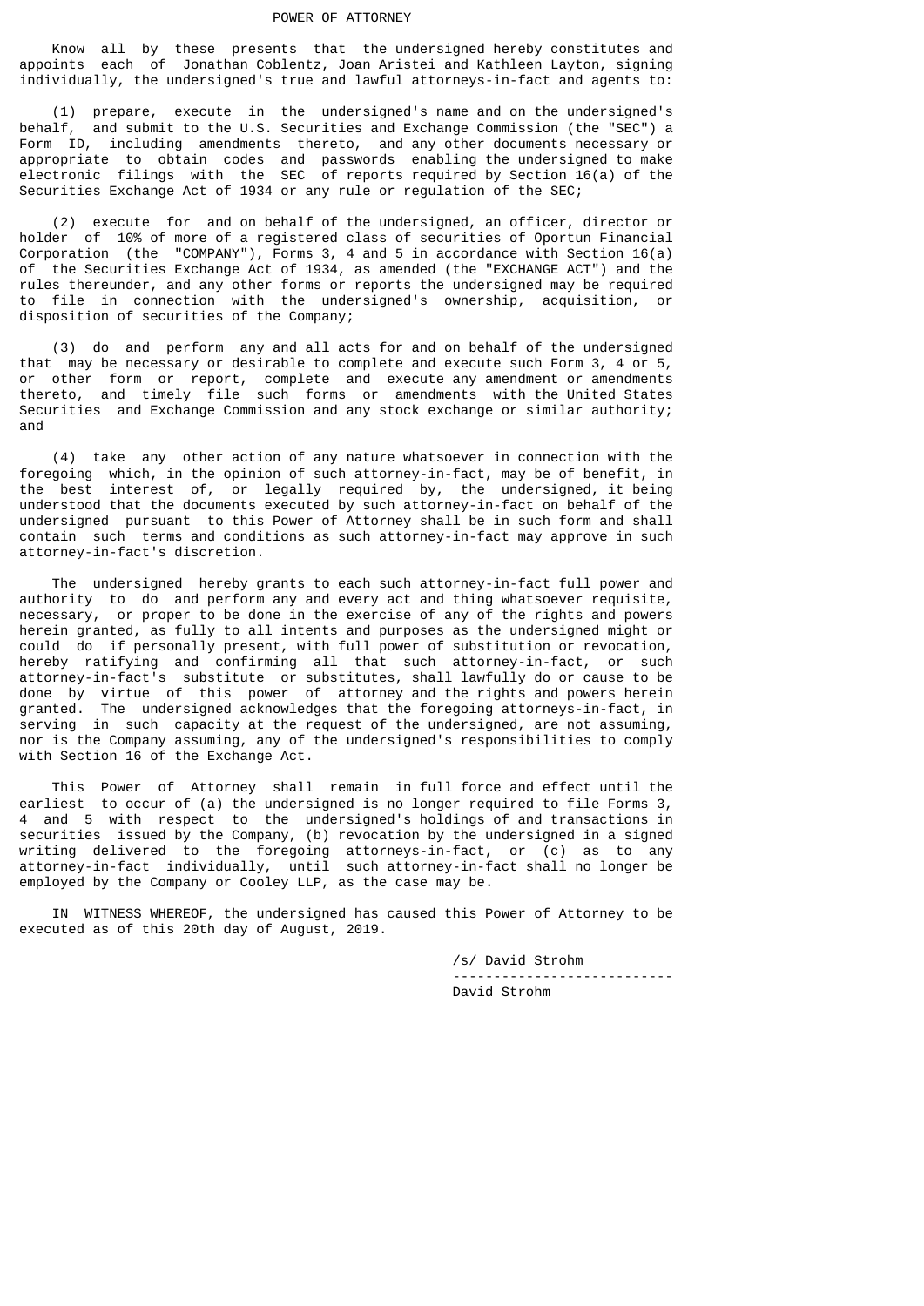# POWER OF ATTORNEY

Know all by these presents that the undersigned hereby constitutes and appoints each of Jonathan Coblentz, Joan Aristei and Kathleen Layton, signing individually, the undersigned's true and lawful attorneys-in-fact and agents to:

(1) prepare, execute in the undersigned's name and on the undersigned's behalf, and submit to the U.S. Securities and Exchange Commission (the "SEC") a Form ID, including amendments thereto, and any other documents necessary or appropriate to obtain codes and passwords enabling the undersigned to make electronic filings with the SEC of reports required by Section 16(a) of the Securities Exchange Act of 1934 or any rule or regulation of the SEC;

(2) execute for and on behalf of the undersigned, an officer, director or holder of 10% of more of a registered class of securities of Oportun Financial Corporation (the "COMPANY"), Forms 3, 4 and 5 in accordance with Section 16(a) of the Securities Exchange Act of 1934, as amended (the "EXCHANGE ACT") and the rules thereunder, and any other forms or reports the undersigned may be required to file in connection with the undersigned's ownership, acquisition, or disposition of securities of the Company;

(3) do and perform any and all acts for and on behalf of the undersigned that may be necessary or desirable to complete and execute such Form 3, 4 or 5, or other form or report, complete and execute any amendment or amendments thereto, and timely file such forms or amendments with the United States Securities and Exchange Commission and any stock exchange or similar authority; and

(4) take any other action of any nature whatsoever in connection with the foregoing which, in the opinion of such attorney-in-fact, may be of benefit, in the best interest of, or legally required by, the undersigned, it being understood that the documents executed by such attorney-in-fact on behalf of the undersigned pursuant to this Power of Attorney shall be in such form and shall contain such terms and conditions as such attorney-in-fact may approve in such attorney-in-fact's discretion.

The undersigned hereby grants to each such attorney-in-fact full power and authority to do and perform any and every act and thing whatsoever requisite, necessary, or proper to be done in the exercise of any of the rights and powers herein granted, as fully to all intents and purposes as the undersigned might or could do if personally present, with full power of substitution or revocation, hereby ratifying and confirming all that such attorney-in-fact, or such attorney-in-fact's substitute or substitutes, shall lawfully do or cause to be done by virtue of this power of attorney and the rights and powers herein granted. The undersigned acknowledges that the foregoing attorneys-in-fact, in serving in such capacity at the request of the undersigned, are not assuming, nor is the Company assuming, any of the undersigned's responsibilities to comply with Section 16 of the Exchange Act.

This Power of Attorney shall remain in full force and effect until the earliest to occur of (a) the undersigned is no longer required to file Forms 3, 4 and 5 with respect to the undersigned's holdings of and transactions in securities issued by the Company, (b) revocation by the undersigned in a signed writing delivered to the foregoing attorneys-in-fact, or (c) as to any attorney-in-fact individually, until such attorney-in-fact shall no longer be employed by the Company or Cooley LLP, as the case may be.

IN WITNESS WHEREOF, the undersigned has caused this Power of Attorney to be executed as of this 20th day of August, 2019.

/s/ David Strohm

---------------------------

David Strohm